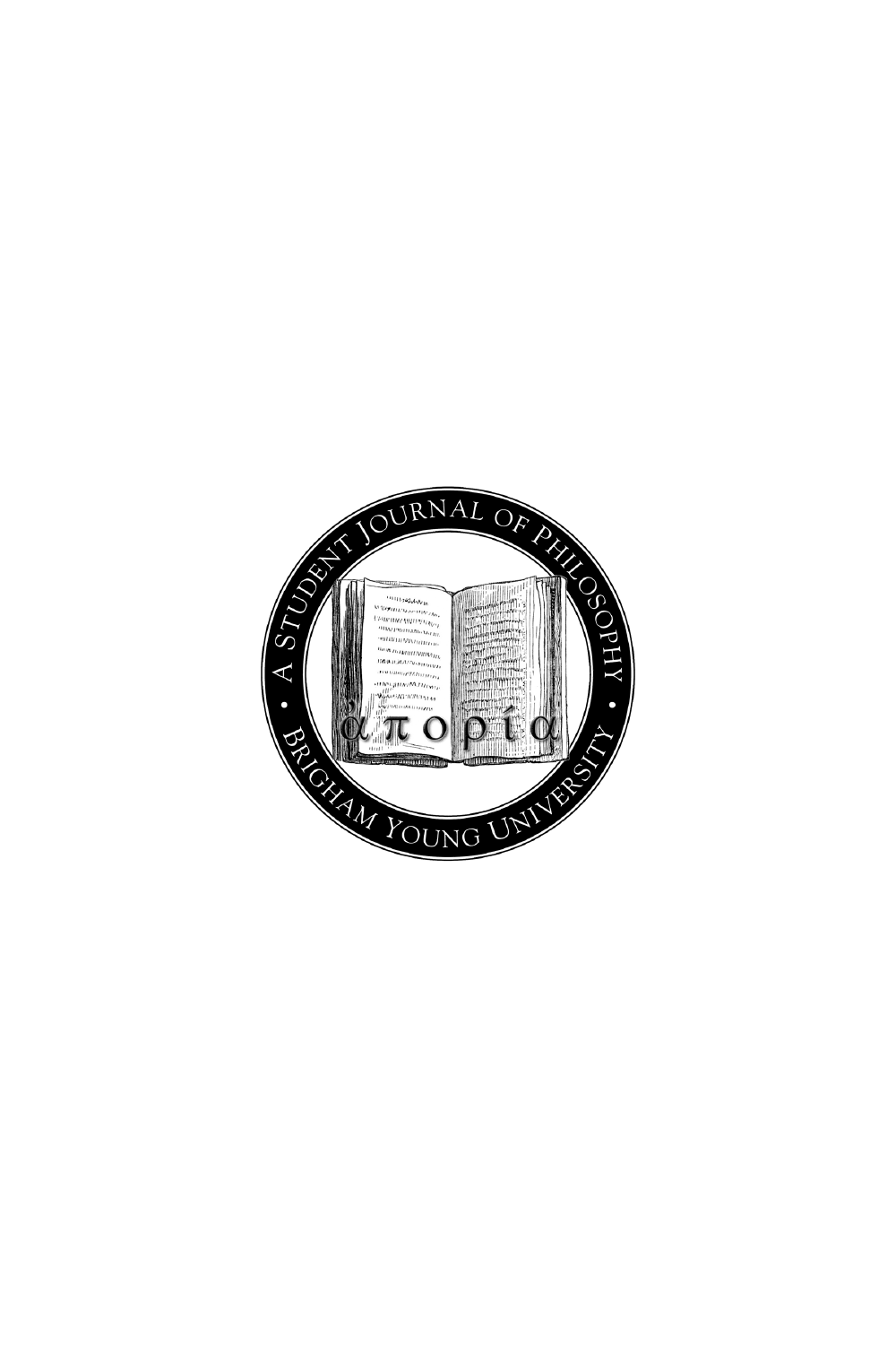A STUDENT JOURNAL OF PHILOSOPHY

ἀπορία

BRIGHAM YOUNG UNIVERSITY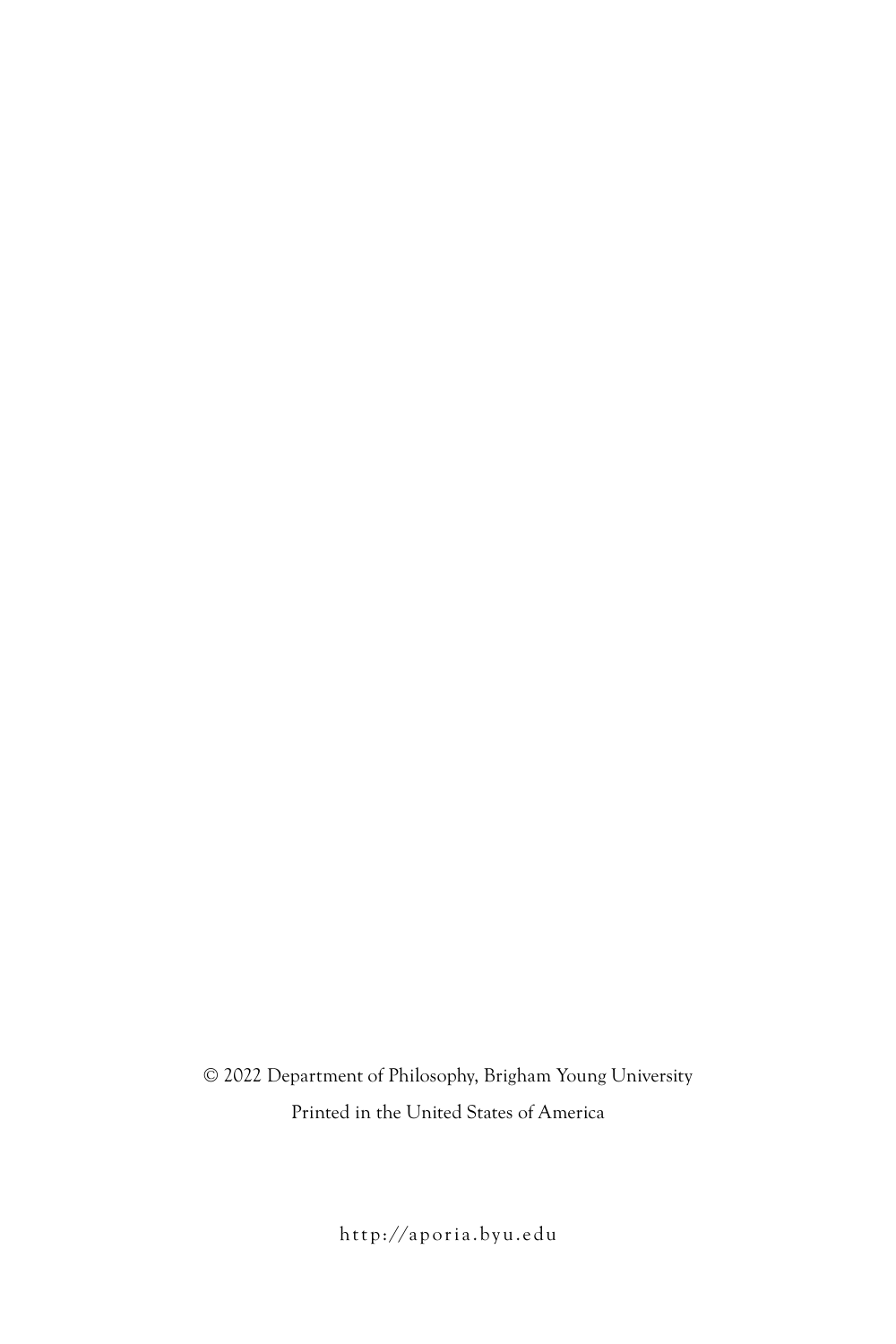© 2022 Department of Philosophy, Brigham Young University

Printed in the United States of America

http://aporia.byu.edu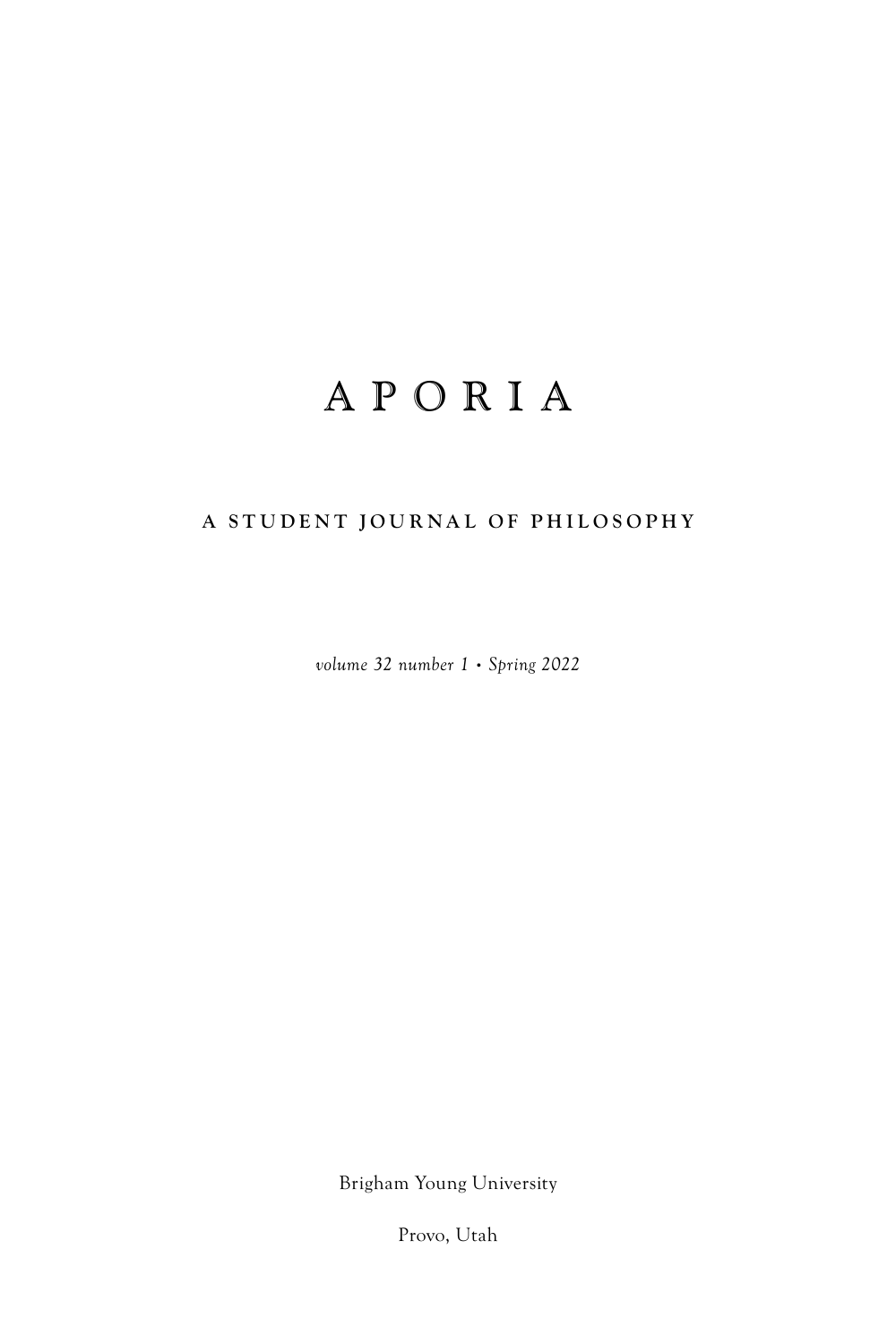# A P O R I A

**A STUDENT JOURNAL OF PHILOSOPHY**

*volume 32 number 1 • Spring 2022*

Brigham Young University

Provo, Utah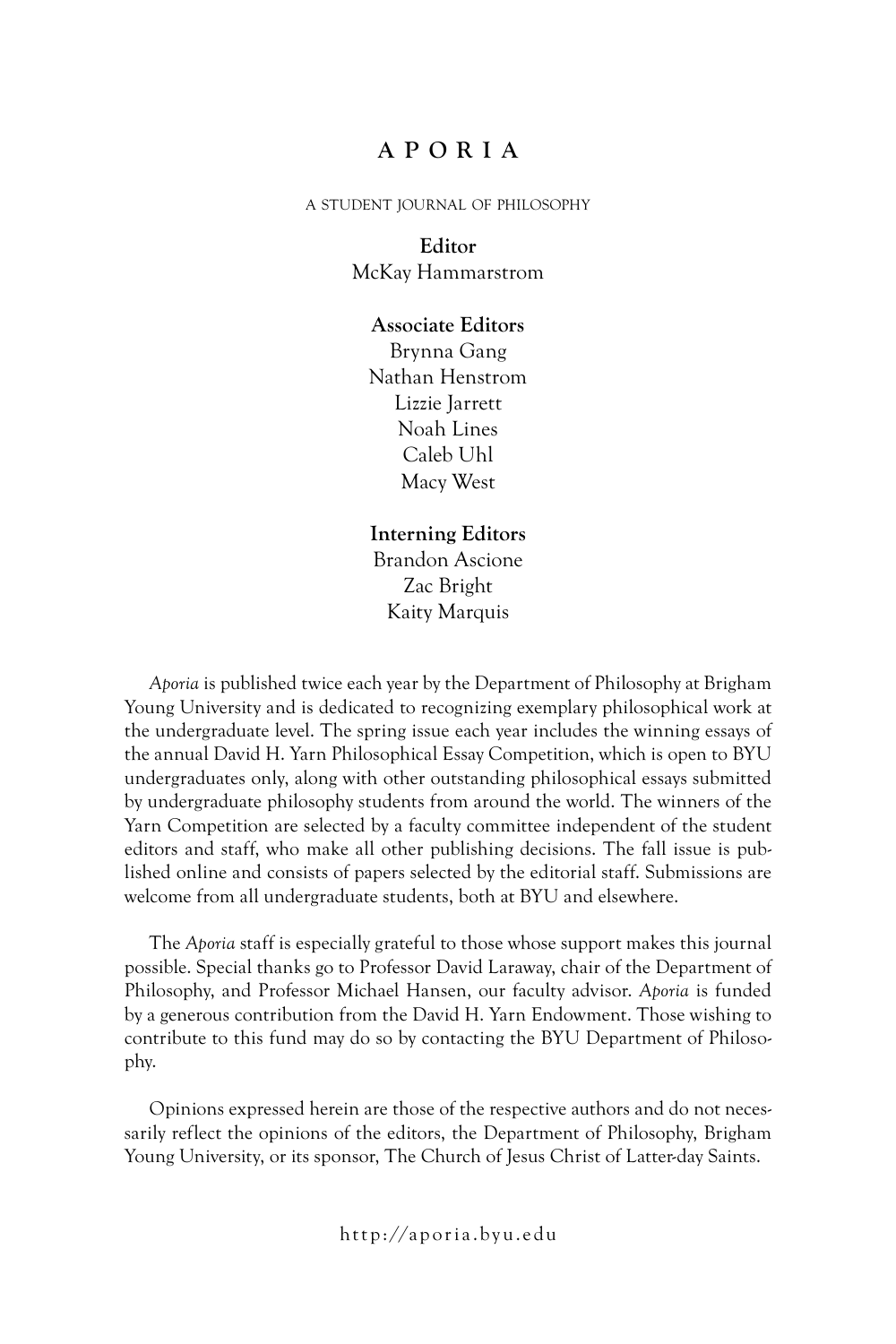# APORIA

A STUDENT JOURNAL OF PHILOSOPHY

**Editor**
McKay Hammarstrom

**Associate Editors**
Brynna Gang
Nathan Henstrom
Lizzie Jarrett
Noah Lines
Caleb Uhl
Macy West

**Interning Editors**
Brandon Ascione
Zac Bright
Kaity Marquis

*Aporia* is published twice each year by the Department of Philosophy at Brigham Young University and is dedicated to recognizing exemplary philosophical work at the undergraduate level. The spring issue each year includes the winning essays of the annual David H. Yarn Philosophical Essay Competition, which is open to BYU undergraduates only, along with other outstanding philosophical essays submitted by undergraduate philosophy students from around the world. The winners of the Yarn Competition are selected by a faculty committee independent of the student editors and staff, who make all other publishing decisions. The fall issue is published online and consists of papers selected by the editorial staff. Submissions are welcome from all undergraduate students, both at BYU and elsewhere.

The *Aporia* staff is especially grateful to those whose support makes this journal possible. Special thanks go to Professor David Laraway, chair of the Department of Philosophy, and Professor Michael Hansen, our faculty advisor. *Aporia* is funded by a generous contribution from the David H. Yarn Endowment. Those wishing to contribute to this fund may do so by contacting the BYU Department of Philosophy.

Opinions expressed herein are those of the respective authors and do not necessarily reflect the opinions of the editors, the Department of Philosophy, Brigham Young University, or its sponsor, The Church of Jesus Christ of Latter-day Saints.

http://aporia.byu.edu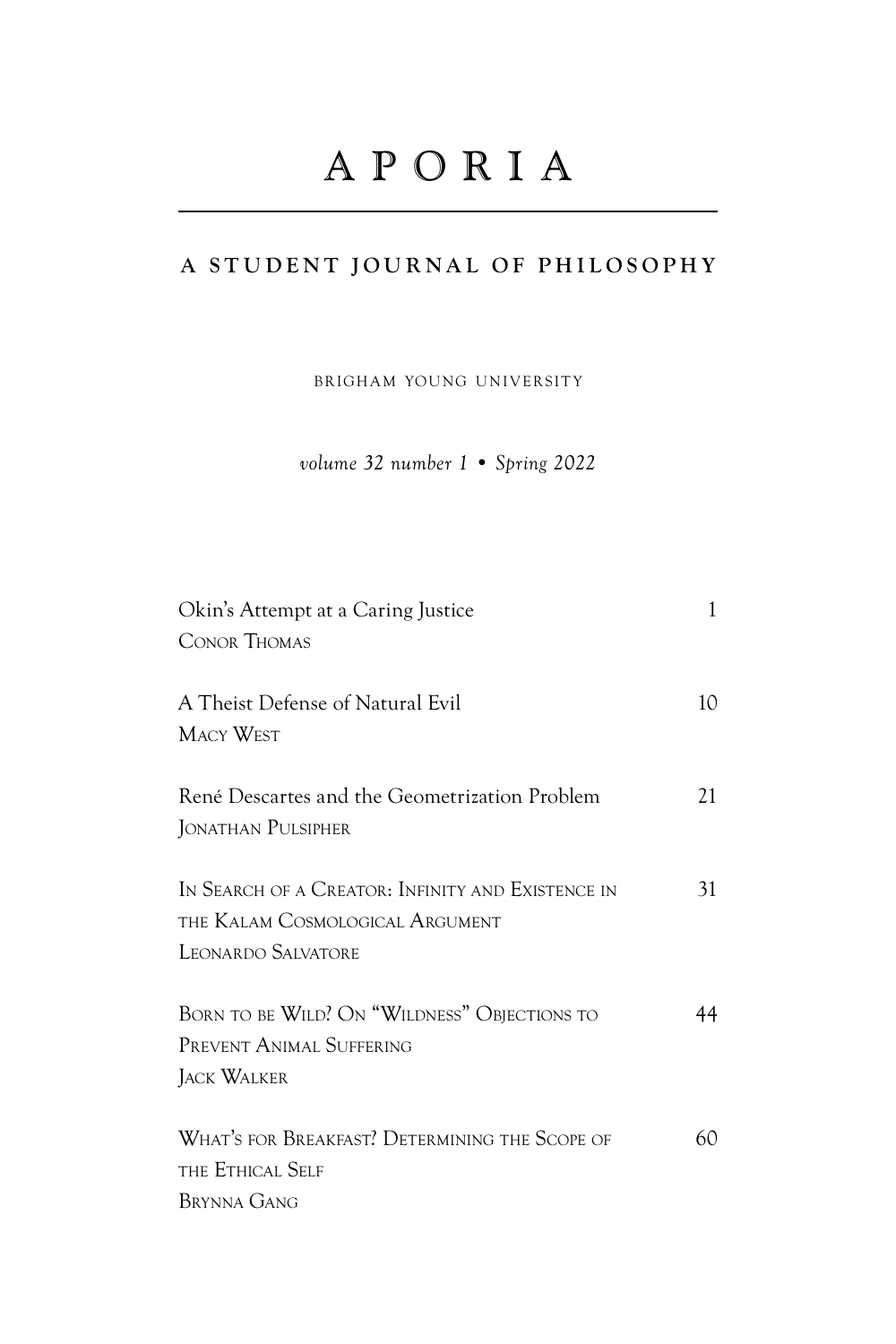# APORIA

## A STUDENT JOURNAL OF PHILOSOPHY

BRIGHAM YOUNG UNIVERSITY

*volume 32 number 1 • Spring 2022*

| | |
|---|---|
| Okin's Attempt at a Caring Justice<br>CONOR THOMAS | 1 |
| A Theist Defense of Natural Evil<br>MACY WEST | 10 |
| René Descartes and the Geometrization Problem<br>JONATHAN PULSIPHER | 21 |
| IN SEARCH OF A CREATOR: INFINITY AND EXISTENCE IN THE KALAM COSMOLOGICAL ARGUMENT<br>LEONARDO SALVATORE | 31 |
| BORN TO BE WILD? ON "WILDNESS" OBJECTIONS TO PREVENT ANIMAL SUFFERING<br>JACK WALKER | 44 |
| WHAT'S FOR BREAKFAST? DETERMINING THE SCOPE OF THE ETHICAL SELF<br>BRYNNA GANG | 60 |